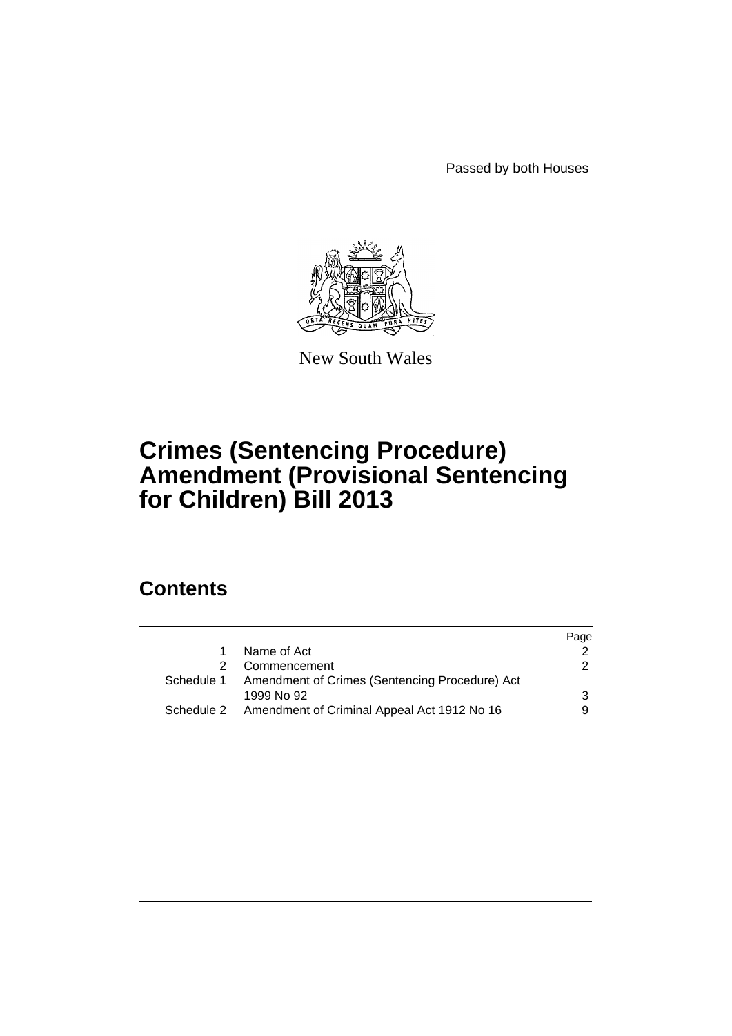Passed by both Houses

New South Wales

# Crimes (Sentencing Procedure) Amendment (Provisional Sentencing for Children) Bill 2013

## Contents

| | | Page |
|---|---|---|
| 1 | Name of Act | 2 |
| 2 | Commencement | 2 |
| Schedule 1 | Amendment of Crimes (Sentencing Procedure) Act 1999 No 92 | 3 |
| Schedule 2 | Amendment of Criminal Appeal Act 1912 No 16 | 9 |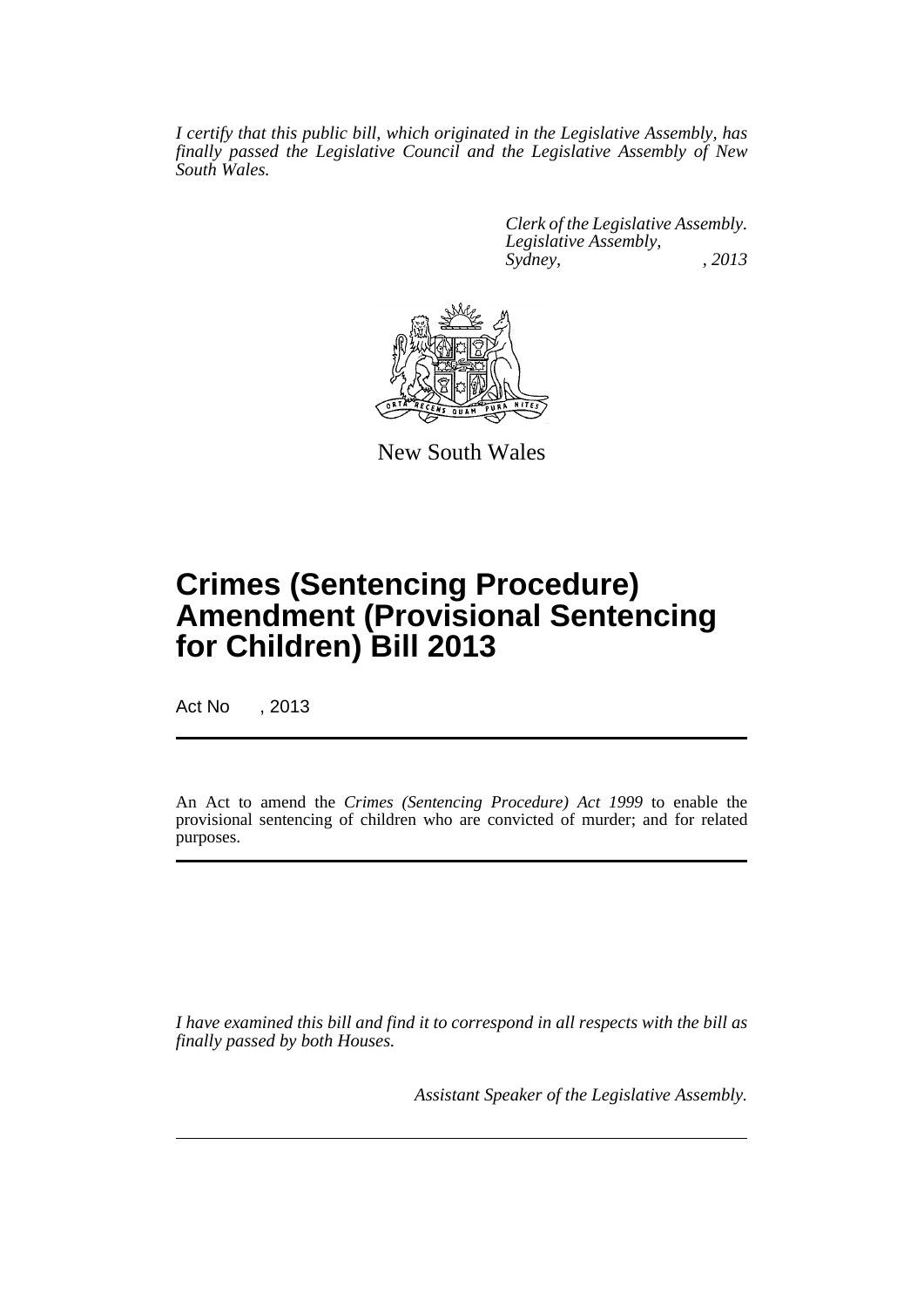*I certify that this public bill, which originated in the Legislative Assembly, has finally passed the Legislative Council and the Legislative Assembly of New South Wales.*

*Clerk of the Legislative Assembly.*
*Legislative Assembly,*
*Sydney, , 2013*

New South Wales

# Crimes (Sentencing Procedure) Amendment (Provisional Sentencing for Children) Bill 2013

Act No , 2013

An Act to amend the *Crimes (Sentencing Procedure) Act 1999* to enable the provisional sentencing of children who are convicted of murder; and for related purposes.

*I have examined this bill and find it to correspond in all respects with the bill as finally passed by both Houses.*

*Assistant Speaker of the Legislative Assembly.*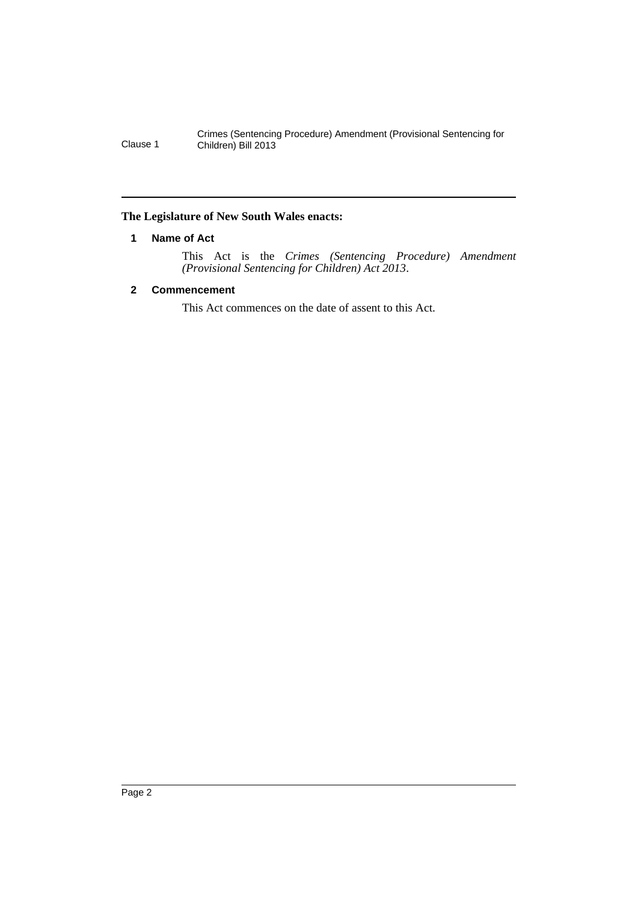**The Legislature of New South Wales enacts:**

## 1 Name of Act

This Act is the *Crimes (Sentencing Procedure) Amendment (Provisional Sentencing for Children) Act 2013*.

## 2 Commencement

This Act commences on the date of assent to this Act.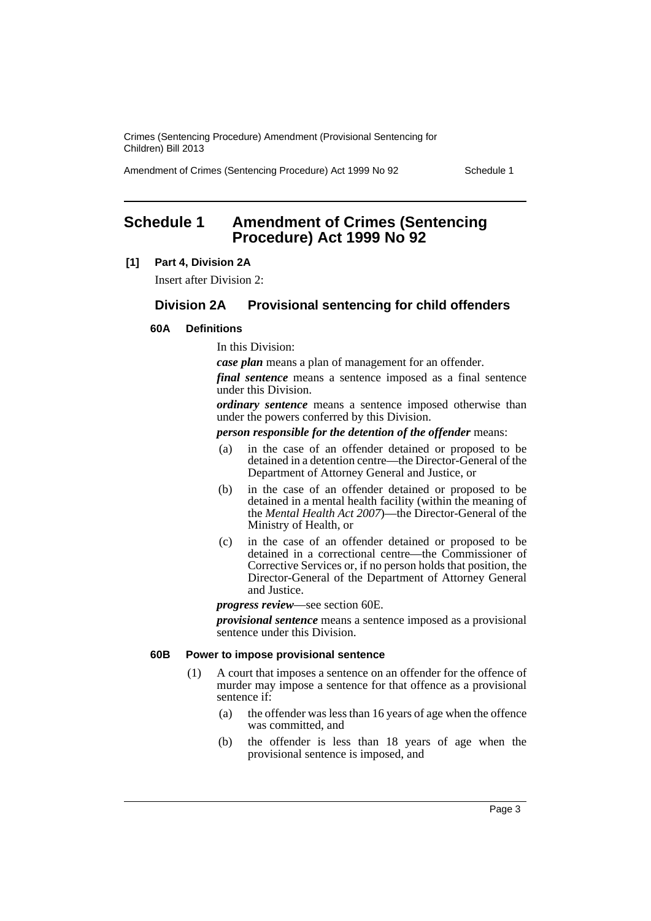# Schedule 1 Amendment of Crimes (Sentencing Procedure) Act 1999 No 92

**[1] Part 4, Division 2A**

Insert after Division 2:

## Division 2A Provisional sentencing for child offenders

### 60A Definitions

In this Division:

***case plan*** means a plan of management for an offender.

***final sentence*** means a sentence imposed as a final sentence under this Division.

***ordinary sentence*** means a sentence imposed otherwise than under the powers conferred by this Division.

***person responsible for the detention of the offender*** means:

- (a) in the case of an offender detained or proposed to be detained in a detention centre—the Director-General of the Department of Attorney General and Justice, or
- (b) in the case of an offender detained or proposed to be detained in a mental health facility (within the meaning of the *Mental Health Act 2007*)—the Director-General of the Ministry of Health, or
- (c) in the case of an offender detained or proposed to be detained in a correctional centre—the Commissioner of Corrective Services or, if no person holds that position, the Director-General of the Department of Attorney General and Justice.

***progress review***—see section 60E.

***provisional sentence*** means a sentence imposed as a provisional sentence under this Division.

### 60B Power to impose provisional sentence

(1) A court that imposes a sentence on an offender for the offence of murder may impose a sentence for that offence as a provisional sentence if:

- (a) the offender was less than 16 years of age when the offence was committed, and
- (b) the offender is less than 18 years of age when the provisional sentence is imposed, and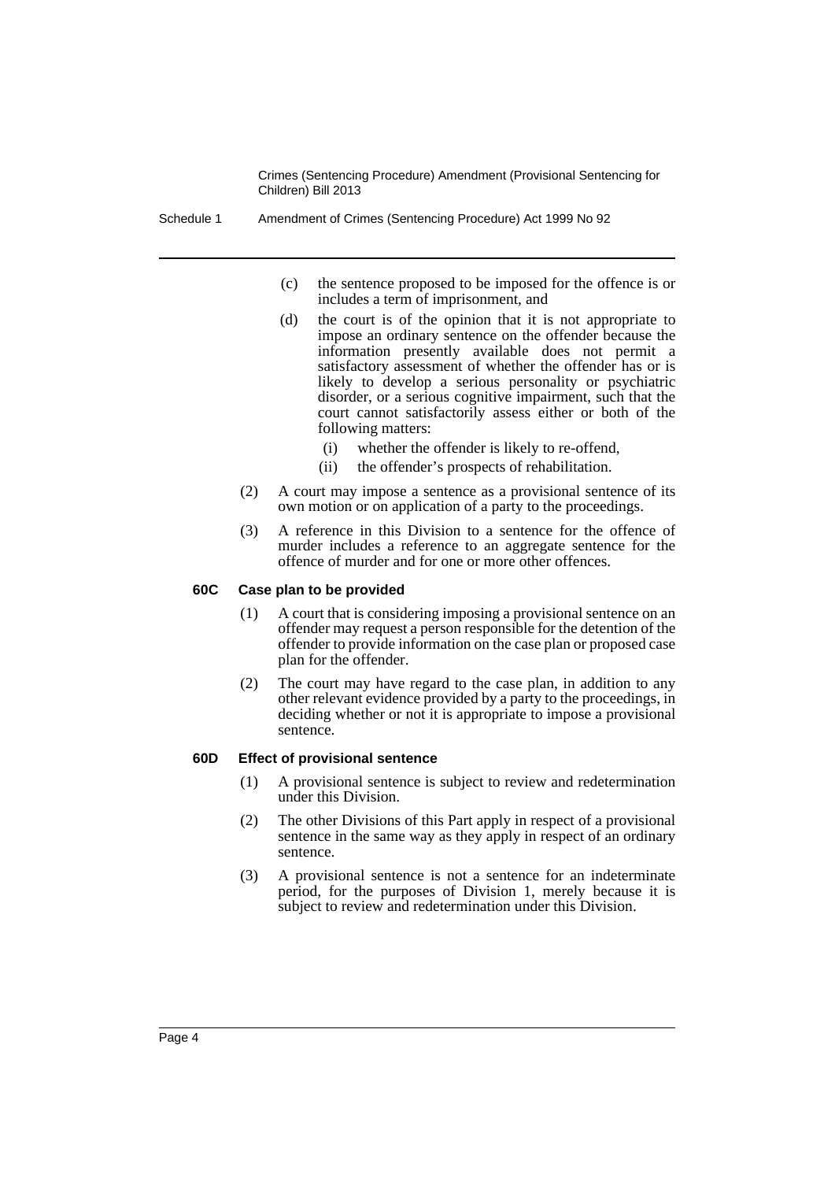(c) the sentence proposed to be imposed for the offence is or includes a term of imprisonment, and

(d) the court is of the opinion that it is not appropriate to impose an ordinary sentence on the offender because the information presently available does not permit a satisfactory assessment of whether the offender has or is likely to develop a serious personality or psychiatric disorder, or a serious cognitive impairment, such that the court cannot satisfactorily assess either or both of the following matters:

(i) whether the offender is likely to re-offend,

(ii) the offender's prospects of rehabilitation.

(2) A court may impose a sentence as a provisional sentence of its own motion or on application of a party to the proceedings.

(3) A reference in this Division to a sentence for the offence of murder includes a reference to an aggregate sentence for the offence of murder and for one or more other offences.

**60C Case plan to be provided**

(1) A court that is considering imposing a provisional sentence on an offender may request a person responsible for the detention of the offender to provide information on the case plan or proposed case plan for the offender.

(2) The court may have regard to the case plan, in addition to any other relevant evidence provided by a party to the proceedings, in deciding whether or not it is appropriate to impose a provisional sentence.

**60D Effect of provisional sentence**

(1) A provisional sentence is subject to review and redetermination under this Division.

(2) The other Divisions of this Part apply in respect of a provisional sentence in the same way as they apply in respect of an ordinary sentence.

(3) A provisional sentence is not a sentence for an indeterminate period, for the purposes of Division 1, merely because it is subject to review and redetermination under this Division.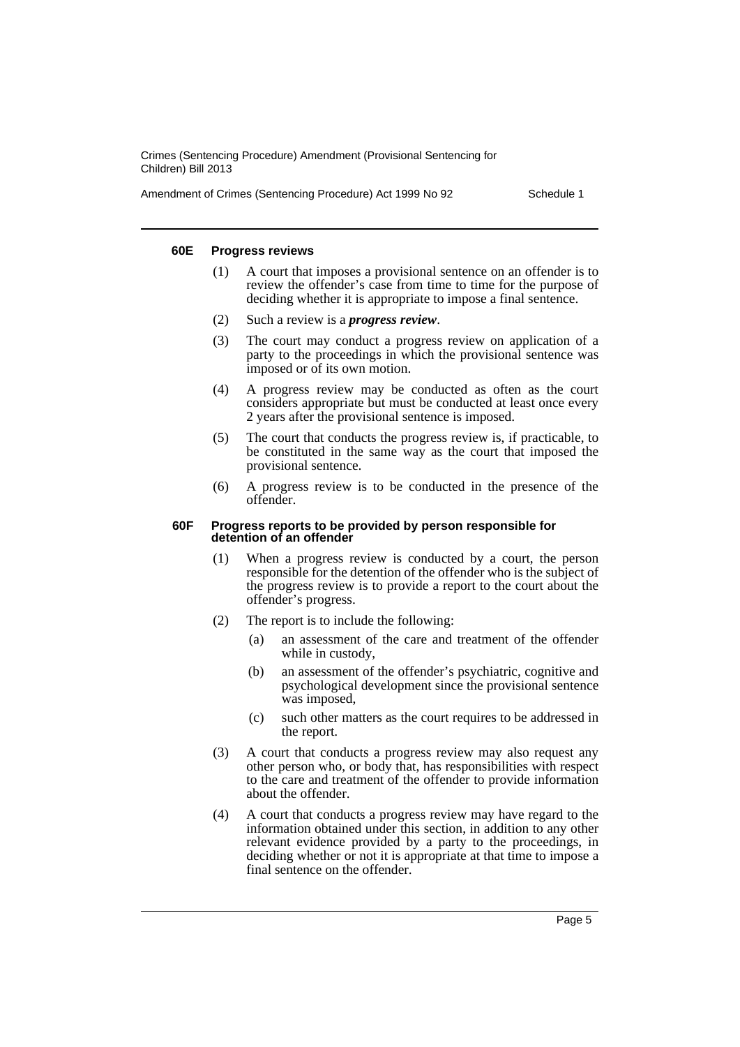#### 60E Progress reviews

(1) A court that imposes a provisional sentence on an offender is to review the offender's case from time to time for the purpose of deciding whether it is appropriate to impose a final sentence.

(2) Such a review is a ***progress review***.

(3) The court may conduct a progress review on application of a party to the proceedings in which the provisional sentence was imposed or of its own motion.

(4) A progress review may be conducted as often as the court considers appropriate but must be conducted at least once every 2 years after the provisional sentence is imposed.

(5) The court that conducts the progress review is, if practicable, to be constituted in the same way as the court that imposed the provisional sentence.

(6) A progress review is to be conducted in the presence of the offender.

#### 60F Progress reports to be provided by person responsible for detention of an offender

(1) When a progress review is conducted by a court, the person responsible for the detention of the offender who is the subject of the progress review is to provide a report to the court about the offender's progress.

(2) The report is to include the following:

- (a) an assessment of the care and treatment of the offender while in custody,
- (b) an assessment of the offender's psychiatric, cognitive and psychological development since the provisional sentence was imposed,
- (c) such other matters as the court requires to be addressed in the report.

(3) A court that conducts a progress review may also request any other person who, or body that, has responsibilities with respect to the care and treatment of the offender to provide information about the offender.

(4) A court that conducts a progress review may have regard to the information obtained under this section, in addition to any other relevant evidence provided by a party to the proceedings, in deciding whether or not it is appropriate at that time to impose a final sentence on the offender.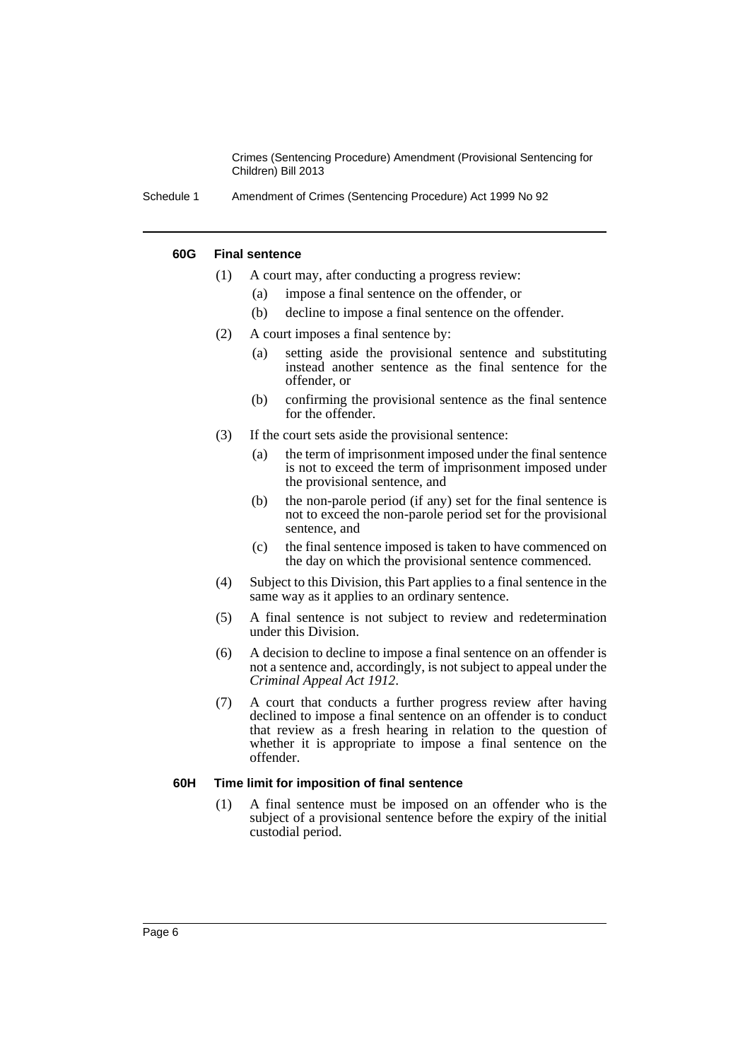#### 60G Final sentence

(1) A court may, after conducting a progress review:

  (a) impose a final sentence on the offender, or

  (b) decline to impose a final sentence on the offender.

(2) A court imposes a final sentence by:

  (a) setting aside the provisional sentence and substituting instead another sentence as the final sentence for the offender, or

  (b) confirming the provisional sentence as the final sentence for the offender.

(3) If the court sets aside the provisional sentence:

  (a) the term of imprisonment imposed under the final sentence is not to exceed the term of imprisonment imposed under the provisional sentence, and

  (b) the non-parole period (if any) set for the final sentence is not to exceed the non-parole period set for the provisional sentence, and

  (c) the final sentence imposed is taken to have commenced on the day on which the provisional sentence commenced.

(4) Subject to this Division, this Part applies to a final sentence in the same way as it applies to an ordinary sentence.

(5) A final sentence is not subject to review and redetermination under this Division.

(6) A decision to decline to impose a final sentence on an offender is not a sentence and, accordingly, is not subject to appeal under the *Criminal Appeal Act 1912*.

(7) A court that conducts a further progress review after having declined to impose a final sentence on an offender is to conduct that review as a fresh hearing in relation to the question of whether it is appropriate to impose a final sentence on the offender.

#### 60H Time limit for imposition of final sentence

(1) A final sentence must be imposed on an offender who is the subject of a provisional sentence before the expiry of the initial custodial period.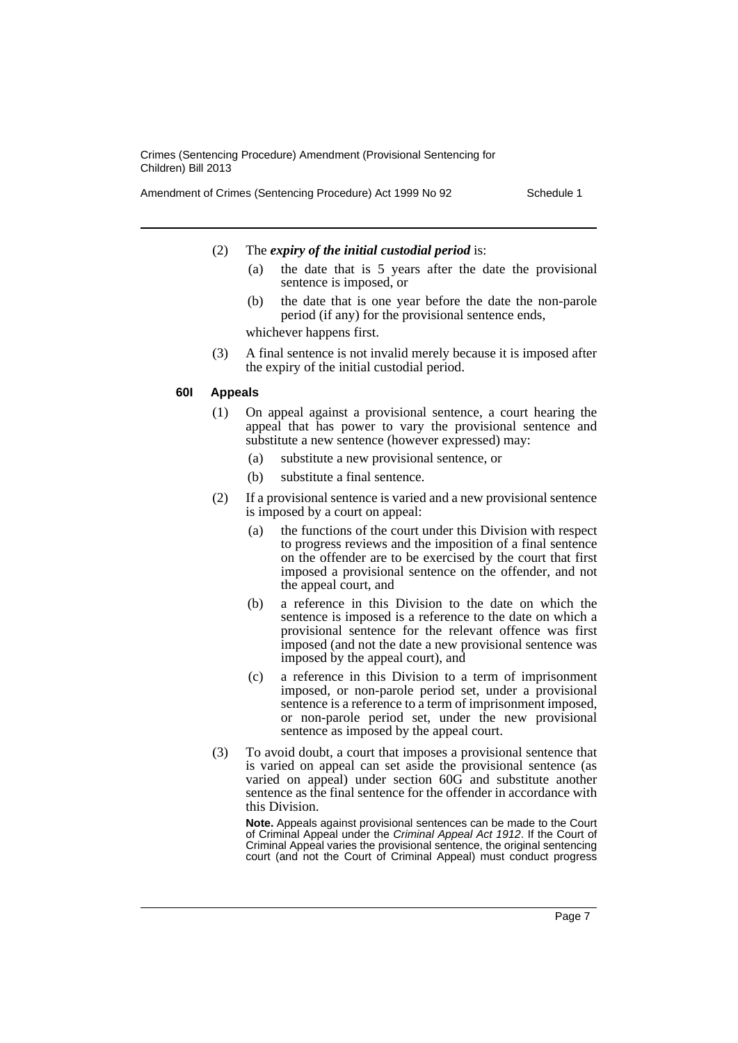(2) The ***expiry of the initial custodial period*** is:

(a) the date that is 5 years after the date the provisional sentence is imposed, or

(b) the date that is one year before the date the non-parole period (if any) for the provisional sentence ends,

whichever happens first.

(3) A final sentence is not invalid merely because it is imposed after the expiry of the initial custodial period.

#### 60I Appeals

(1) On appeal against a provisional sentence, a court hearing the appeal that has power to vary the provisional sentence and substitute a new sentence (however expressed) may:

(a) substitute a new provisional sentence, or

(b) substitute a final sentence.

(2) If a provisional sentence is varied and a new provisional sentence is imposed by a court on appeal:

(a) the functions of the court under this Division with respect to progress reviews and the imposition of a final sentence on the offender are to be exercised by the court that first imposed a provisional sentence on the offender, and not the appeal court, and

(b) a reference in this Division to the date on which the sentence is imposed is a reference to the date on which a provisional sentence for the relevant offence was first imposed (and not the date a new provisional sentence was imposed by the appeal court), and

(c) a reference in this Division to a term of imprisonment imposed, or non-parole period set, under a provisional sentence is a reference to a term of imprisonment imposed, or non-parole period set, under the new provisional sentence as imposed by the appeal court.

(3) To avoid doubt, a court that imposes a provisional sentence that is varied on appeal can set aside the provisional sentence (as varied on appeal) under section 60G and substitute another sentence as the final sentence for the offender in accordance with this Division.

**Note.** Appeals against provisional sentences can be made to the Court of Criminal Appeal under the *Criminal Appeal Act 1912*. If the Court of Criminal Appeal varies the provisional sentence, the original sentencing court (and not the Court of Criminal Appeal) must conduct progress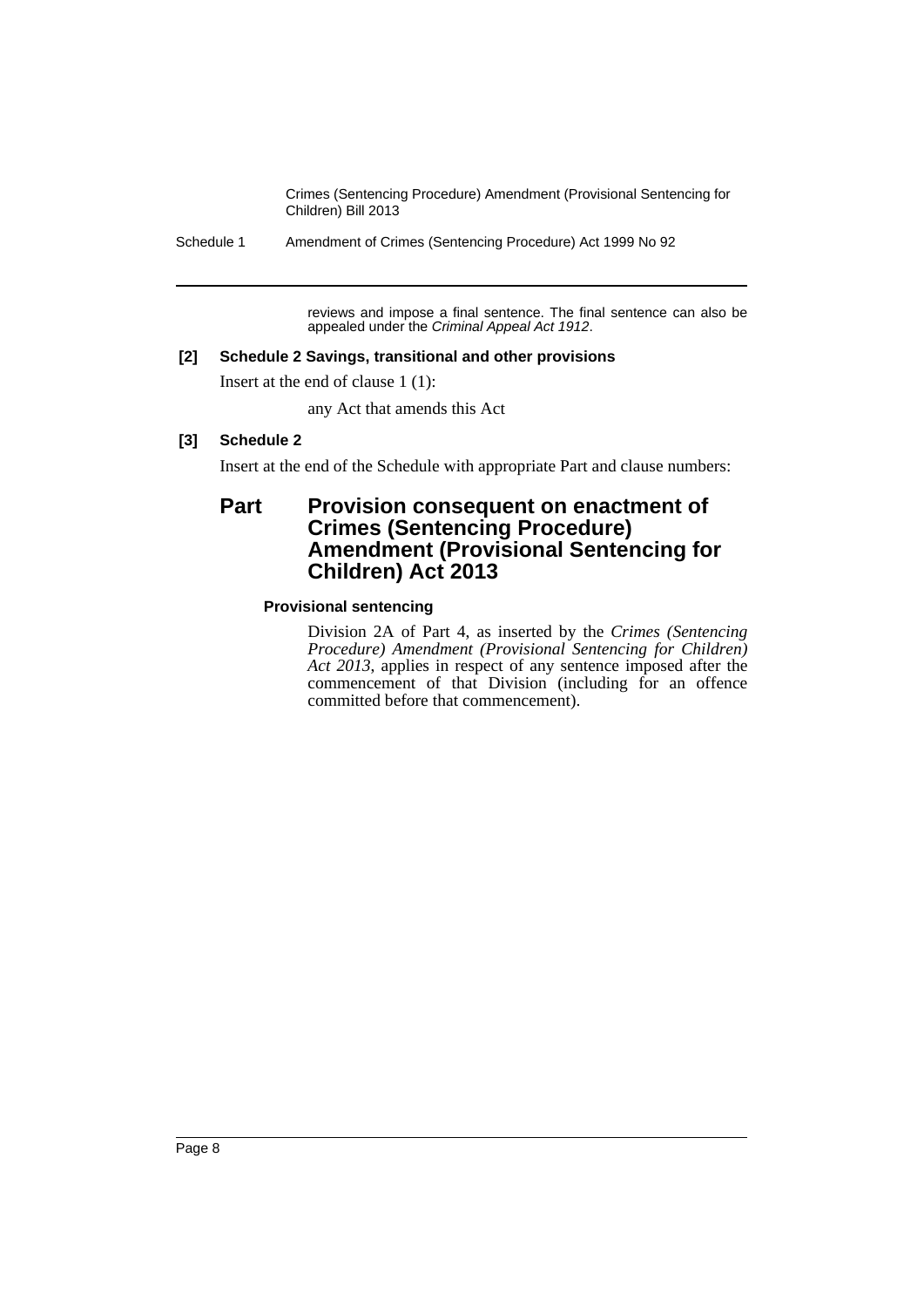reviews and impose a final sentence. The final sentence can also be appealed under the *Criminal Appeal Act 1912*.

**[2] Schedule 2 Savings, transitional and other provisions**

Insert at the end of clause 1 (1):

any Act that amends this Act

**[3] Schedule 2**

Insert at the end of the Schedule with appropriate Part and clause numbers:

## Part Provision consequent on enactment of Crimes (Sentencing Procedure) Amendment (Provisional Sentencing for Children) Act 2013

**Provisional sentencing**

Division 2A of Part 4, as inserted by the *Crimes (Sentencing Procedure) Amendment (Provisional Sentencing for Children) Act 2013*, applies in respect of any sentence imposed after the commencement of that Division (including for an offence committed before that commencement).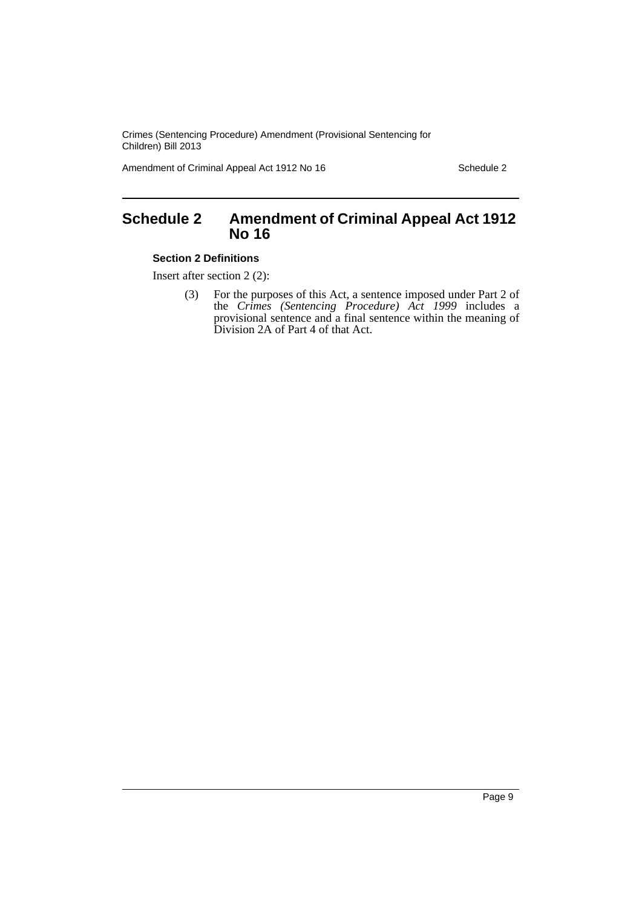## Schedule 2 Amendment of Criminal Appeal Act 1912 No 16

**Section 2 Definitions**

Insert after section 2 (2):

(3) For the purposes of this Act, a sentence imposed under Part 2 of the *Crimes (Sentencing Procedure) Act 1999* includes a provisional sentence and a final sentence within the meaning of Division 2A of Part 4 of that Act.